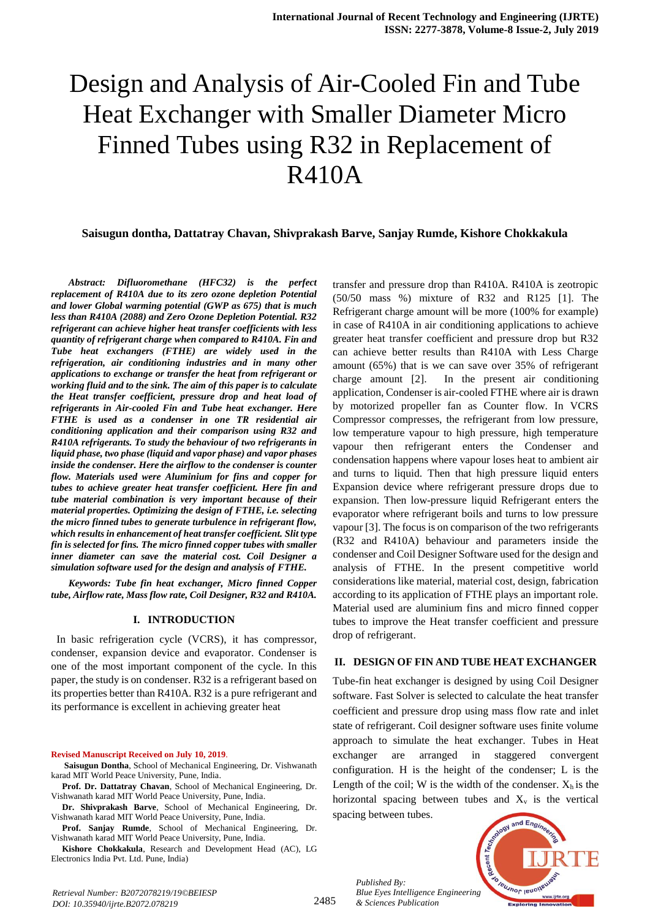# Design and Analysis of Air-Cooled Fin and Tube Heat Exchanger with Smaller Diameter Micro Finned Tubes using R32 in Replacement of R410A

**Saisugun dontha, Dattatray Chavan, Shivprakash Barve, Sanjay Rumde, Kishore Chokkakula**

***Abstract: Difluoromethane (HFC32) is the perfect replacement of R410A due to its zero ozone depletion Potential and lower Global warming potential (GWP as 675) that is much less than R410A (2088) and Zero Ozone Depletion Potential. R32 refrigerant can achieve higher heat transfer coefficients with less quantity of refrigerant charge when compared to R410A. Fin and Tube heat exchangers (FTHE) are widely used in the refrigeration, air conditioning industries and in many other applications to exchange or transfer the heat from refrigerant or working fluid and to the sink. The aim of this paper is to calculate the Heat transfer coefficient, pressure drop and heat load of refrigerants in Air-cooled Fin and Tube heat exchanger. Here FTHE is used as a condenser in one TR residential air conditioning application and their comparison using R32 and R410A refrigerants. To study the behaviour of two refrigerants in liquid phase, two phase (liquid and vapor phase) and vapor phases inside the condenser. Here the airflow to the condenser is counter flow. Materials used were Aluminium for fins and copper for tubes to achieve greater heat transfer coefficient. Here fin and tube material combination is very important because of their material properties. Optimizing the design of FTHE, i.e. selecting the micro finned tubes to generate turbulence in refrigerant flow, which results in enhancement of heat transfer coefficient. Slit type fin is selected for fins. The micro finned copper tubes with smaller inner diameter can save the material cost. Coil Designer a simulation software used for the design and analysis of FTHE.***

***Keywords: Tube fin heat exchanger, Micro finned Copper tube, Airflow rate, Mass flow rate, Coil Designer, R32 and R410A.***

## I. INTRODUCTION

In basic refrigeration cycle (VCRS), it has compressor, condenser, expansion device and evaporator. Condenser is one of the most important component of the cycle. In this paper, the study is on condenser. R32 is a refrigerant based on its properties better than R410A. R32 is a pure refrigerant and its performance is excellent in achieving greater heat transfer and pressure drop than R410A. R410A is zeotropic (50/50 mass %) mixture of R32 and R125 [1]. The Refrigerant charge amount will be more (100% for example) in case of R410A in air conditioning applications to achieve greater heat transfer coefficient and pressure drop but R32 can achieve better results than R410A with Less Charge amount (65%) that is we can save over 35% of refrigerant charge amount [2]. In the present air conditioning application, Condenser is air-cooled FTHE where air is drawn by motorized propeller fan as Counter flow. In VCRS Compressor compresses, the refrigerant from low pressure, low temperature vapour to high pressure, high temperature vapour then refrigerant enters the Condenser and condensation happens where vapour loses heat to ambient air and turns to liquid. Then that high pressure liquid enters Expansion device where refrigerant pressure drops due to expansion. Then low-pressure liquid Refrigerant enters the evaporator where refrigerant boils and turns to low pressure vapour [3]. The focus is on comparison of the two refrigerants (R32 and R410A) behaviour and parameters inside the condenser and Coil Designer Software used for the design and analysis of FTHE. In the present competitive world considerations like material, material cost, design, fabrication according to its application of FTHE plays an important role. Material used are aluminium fins and micro finned copper tubes to improve the Heat transfer coefficient and pressure drop of refrigerant.

## II. DESIGN OF FIN AND TUBE HEAT EXCHANGER

Tube-fin heat exchanger is designed by using Coil Designer software. Fast Solver is selected to calculate the heat transfer coefficient and pressure drop using mass flow rate and inlet state of refrigerant. Coil designer software uses finite volume approach to simulate the heat exchanger. Tubes in Heat exchanger are arranged in staggered convergent configuration. H is the height of the condenser; L is the Length of the coil; W is the width of the condenser. $X_h$ is the horizontal spacing between tubes and $X_v$ is the vertical spacing between tubes.

**Revised Manuscript Received on July 10, 2019.**

**Saisugun Dontha**, School of Mechanical Engineering, Dr. Vishwanath karad MIT World Peace University, Pune, India.

**Prof. Dr. Dattatray Chavan**, School of Mechanical Engineering, Dr. Vishwanath karad MIT World Peace University, Pune, India.

**Dr. Shivprakash Barve**, School of Mechanical Engineering, Dr. Vishwanath karad MIT World Peace University, Pune, India.

**Prof. Sanjay Rumde**, School of Mechanical Engineering, Dr. Vishwanath karad MIT World Peace University, Pune, India.

**Kishore Chokkakula**, Research and Development Head (AC), LG Electronics India Pvt. Ltd. Pune, India)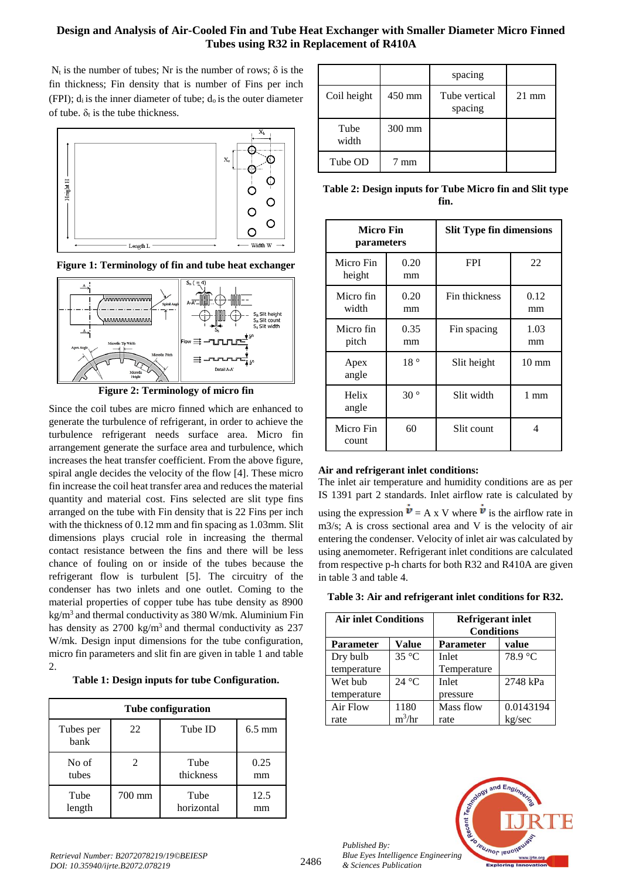$N_t$ is the number of tubes; Nr is the number of rows; $\delta$ is the fin thickness; Fin density that is number of Fins per inch (FPI); $d_i$ is the inner diameter of tube; $d_o$ is the outer diameter of tube. $\delta_t$ is the tube thickness.

**Figure 1: Terminology of fin and tube heat exchanger**

**Figure 2: Terminology of micro fin**

Since the coil tubes are micro finned which are enhanced to generate the turbulence of refrigerant, in order to achieve the turbulence refrigerant needs surface area. Micro fin arrangement generate the surface area and turbulence, which increases the heat transfer coefficient. From the above figure, spiral angle decides the velocity of the flow [4]. These micro fin increase the coil heat transfer area and reduces the material quantity and material cost. Fins selected are slit type fins arranged on the tube with Fin density that is 22 Fins per inch with the thickness of 0.12 mm and fin spacing as 1.03mm. Slit dimensions plays crucial role in increasing the thermal contact resistance between the fins and there will be less chance of fouling on or inside of the tubes because the refrigerant flow is turbulent [5]. The circuitry of the condenser has two inlets and one outlet. Coming to the material properties of copper tube has tube density as 8900 kg/m$^3$ and thermal conductivity as 380 W/mk. Aluminium Fin has density as 2700 kg/m$^3$ and thermal conductivity as 237 W/mk. Design input dimensions for the tube configuration, micro fin parameters and slit fin are given in table 1 and table 2.

**Table 1: Design inputs for tube Configuration.**

| Tube configuration | | | |
|---|---|---|---|
| Tubes per bank | 22 | Tube ID | 6.5 mm |
| No of tubes | 2 | Tube thickness | 0.25 mm |
| Tube length | 700 mm | Tube horizontal spacing | 12.5 mm |
| Coil height | 450 mm | Tube vertical spacing | 21 mm |
| Tube width | 300 mm | | |
| Tube OD | 7 mm | | |

**Table 2: Design inputs for Tube Micro fin and Slit type fin.**

| Micro Fin parameters | | Slit Type fin dimensions | |
|---|---|---|---|
| Micro Fin height | 0.20 mm | FPI | 22 |
| Micro fin width | 0.20 mm | Fin thickness | 0.12 mm |
| Micro fin pitch | 0.35 mm | Fin spacing | 1.03 mm |
| Apex angle | 18 ° | Slit height | 10 mm |
| Helix angle | 30 ° | Slit width | 1 mm |
| Micro Fin count | 60 | Slit count | 4 |

**Air and refrigerant inlet conditions:**

The inlet air temperature and humidity conditions are as per IS 1391 part 2 standards. Inlet airflow rate is calculated by using the expression $\dot{V} = A \times V$ where $\dot{V}$ is the airflow rate in m3/s; A is cross sectional area and V is the velocity of air entering the condenser. Velocity of inlet air was calculated by using anemometer. Refrigerant inlet conditions are calculated from respective p-h charts for both R32 and R410A are given in table 3 and table 4.

**Table 3: Air and refrigerant inlet conditions for R32.**

| Air inlet Conditions | | Refrigerant inlet Conditions | |
|---|---|---|---|
| **Parameter** | **Value** | **Parameter** | **value** |
| Dry bulb temperature | 35 °C | Inlet Temperature | 78.9 °C |
| Wet bub temperature | 24 °C | Inlet pressure | 2748 kPa |
| Air Flow rate | 1180 m$^3$/hr | Mass flow rate | 0.0143194 kg/sec |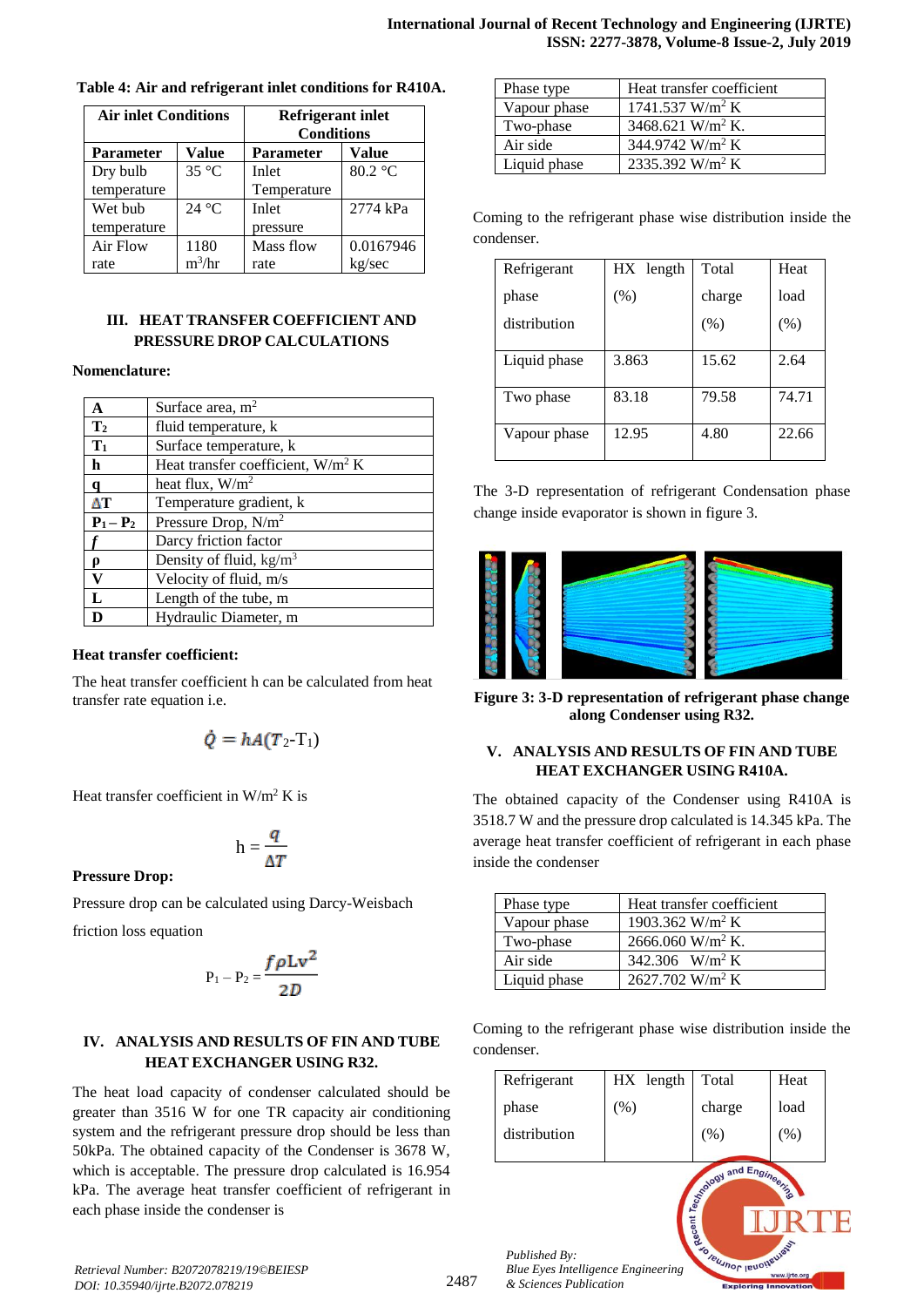**Table 4: Air and refrigerant inlet conditions for R410A.**

| Air inlet Conditions | | Refrigerant inlet Conditions | |
|---|---|---|---|
| **Parameter** | **Value** | **Parameter** | **Value** |
| Dry bulb temperature | 35 °C | Inlet Temperature | 80.2 °C |
| Wet bub temperature | 24 °C | Inlet pressure | 2774 kPa |
| Air Flow rate | 1180 $m^3$/hr | Mass flow rate | 0.0167946 kg/sec |

## III. HEAT TRANSFER COEFFICIENT AND PRESSURE DROP CALCULATIONS

**Nomenclature:**

| | |
|---|---|
| **A** | Surface area, $m^2$ |
| **$T_2$** | fluid temperature, k |
| **$T_1$** | Surface temperature, k |
| **h** | Heat transfer coefficient, W/$m^2$ K |
| **q** | heat flux, W/$m^2$ |
| **∆T** | Temperature gradient, k |
| **$P_1 - P_2$** | Pressure Drop, N/$m^2$ |
| ***f*** | Darcy friction factor |
| **ρ** | Density of fluid, kg/$m^3$ |
| **V** | Velocity of fluid, m/s |
| **L** | Length of the tube, m |
| **D** | Hydraulic Diameter, m |

**Heat transfer coefficient:**

The heat transfer coefficient h can be calculated from heat transfer rate equation i.e.

$$\dot{Q} = hA(T_2\text{-}T_1)$$

Heat transfer coefficient in W/$m^2$ K is

$$h = \frac{q}{\Delta T}$$

**Pressure Drop:**

Pressure drop can be calculated using Darcy-Weisbach friction loss equation

$$P_1 - P_2 = \frac{f\rho L v^2}{2D}$$

## IV. ANALYSIS AND RESULTS OF FIN AND TUBE HEAT EXCHANGER USING R32.

The heat load capacity of condenser calculated should be greater than 3516 W for one TR capacity air conditioning system and the refrigerant pressure drop should be less than 50kPa. The obtained capacity of the Condenser is 3678 W, which is acceptable. The pressure drop calculated is 16.954 kPa. The average heat transfer coefficient of refrigerant in each phase inside the condenser is

| Phase type | Heat transfer coefficient |
|---|---|
| Vapour phase | 1741.537 W/$m^2$ K |
| Two-phase | 3468.621 W/$m^2$ K. |
| Air side | 344.9742 W/$m^2$ K |
| Liquid phase | 2335.392 W/$m^2$ K |

Coming to the refrigerant phase wise distribution inside the condenser.

| Refrigerant phase distribution | HX length (%) | Total charge (%) | Heat load (%) |
|---|---|---|---|
| Liquid phase | 3.863 | 15.62 | 2.64 |
| Two phase | 83.18 | 79.58 | 74.71 |
| Vapour phase | 12.95 | 4.80 | 22.66 |

The 3-D representation of refrigerant Condensation phase change inside evaporator is shown in figure 3.

**Figure 3: 3-D representation of refrigerant phase change along Condenser using R32.**

## V. ANALYSIS AND RESULTS OF FIN AND TUBE HEAT EXCHANGER USING R410A.

The obtained capacity of the Condenser using R410A is 3518.7 W and the pressure drop calculated is 14.345 kPa. The average heat transfer coefficient of refrigerant in each phase inside the condenser

| Phase type | Heat transfer coefficient |
|---|---|
| Vapour phase | 1903.362 W/$m^2$ K |
| Two-phase | 2666.060 W/$m^2$ K. |
| Air side | 342.306 W/$m^2$ K |
| Liquid phase | 2627.702 W/$m^2$ K |

Coming to the refrigerant phase wise distribution inside the condenser.

| Refrigerant phase distribution | HX length (%) | Total charge (%) | Heat load (%) |
|---|---|---|---|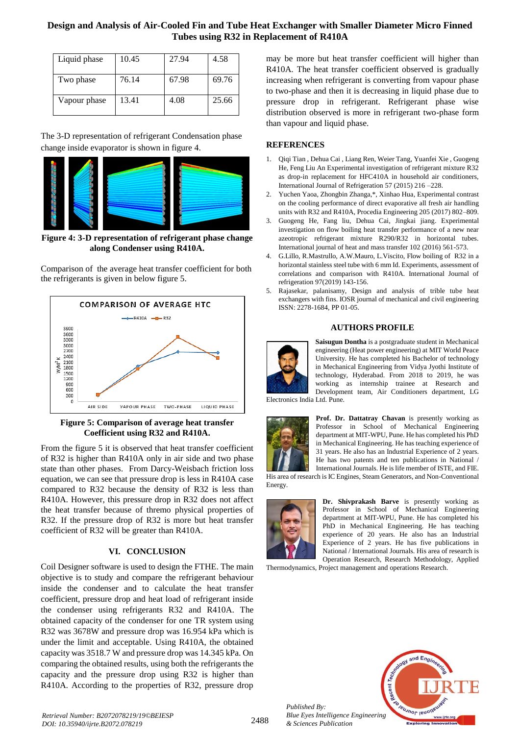| Liquid phase | 10.45 | 27.94 | 4.58 |
|---|---|---|---|
| Two phase | 76.14 | 67.98 | 69.76 |
| Vapour phase | 13.41 | 4.08 | 25.66 |

The 3-D representation of refrigerant Condensation phase change inside evaporator is shown in figure 4.

**Figure 4: 3-D representation of refrigerant phase change along Condenser using R410A.**

Comparison of the average heat transfer coefficient for both the refrigerants is given in below figure 5.

**Figure 5: Comparison of average heat transfer Coefficient using R32 and R410A.**

From the figure 5 it is observed that heat transfer coefficient of R32 is higher than R410A only in air side and two phase state than other phases. From Darcy-Weisbach friction loss equation, we can see that pressure drop is less in R410A case compared to R32 because the density of R32 is less than R410A. However, this pressure drop in R32 does not affect the heat transfer because of thremo physical properties of R32. If the pressure drop of R32 is more but heat transfer coefficient of R32 will be greater than R410A.

## VI. CONCLUSION

Coil Designer software is used to design the FTHE. The main objective is to study and compare the refrigerant behaviour inside the condenser and to calculate the heat transfer coefficient, pressure drop and heat load of refrigerant inside the condenser using refrigerants R32 and R410A. The obtained capacity of the condenser for one TR system using R32 was 3678W and pressure drop was 16.954 kPa which is under the limit and acceptable. Using R410A, the obtained capacity was 3518.7 W and pressure drop was 14.345 kPa. On comparing the obtained results, using both the refrigerants the capacity and the pressure drop using R32 is higher than R410A. According to the properties of R32, pressure drop may be more but heat transfer coefficient will higher than R410A. The heat transfer coefficient observed is gradually increasing when refrigerant is converting from vapour phase to two-phase and then it is decreasing in liquid phase due to pressure drop in refrigerant. Refrigerant phase wise distribution observed is more in refrigerant two-phase form than vapour and liquid phase.

## REFERENCES

1. Qiqi Tian , Dehua Cai , Liang Ren, Weier Tang, Yuanfei Xie , Guogeng He, Feng Liu An Experimental investigation of refrigerant mixture R32 as drop-in replacement for HFC410A in household air conditioners, International Journal of Refrigeration 57 (2015) 216 –228.
2. Yuchen Yaoa, Zhongbin Zhanga,*, Xinhao Hua, Experimental contrast on the cooling performance of direct evaporative all fresh air handling units with R32 and R410A, Procedia Engineering 205 (2017) 802–809.
3. Guogeng He, Fang liu, Dehua Cai, Jingkai jiang. Experimental investigation on flow boiling heat transfer performance of a new near azeotropic refrigerant mixture R290/R32 in horizontal tubes. International journal of heat and mass transfer 102 (2016) 561-573.
4. G.Lillo, R.Mastrullo, A.W.Mauro, L.Viscito, Flow boiling of R32 in a horizontal stainless steel tube with 6 mm Id. Experiments, assessment of correlations and comparison with R410A. International Journal of refrigeration 97(2019) 143-156.
5. Rajasekar, palanisamy, Design and analysis of trible tube heat exchangers with fins. IOSR journal of mechanical and civil engineering ISSN: 2278-1684, PP 01-05.

## AUTHORS PROFILE

**Saisugun Dontha** is a postgraduate student in Mechanical engineering (Heat power engineering) at MIT World Peace University. He has completed his Bachelor of technology in Mechanical Engineering from Vidya Jyothi Institute of technology, Hyderabad. From 2018 to 2019, he was working as internship trainee at Research and Development team, Air Conditioners department, LG Electronics India Ltd. Pune.

**Prof. Dr. Dattatray Chavan** is presently working as Professor in School of Mechanical Engineering department at MIT-WPU, Pune. He has completed his PhD in Mechanical Engineering. He has teaching experience of 31 years. He also has an Industrial Experience of 2 years. He has two patents and ten publications in National / International Journals. He is life member of ISTE, and FIE. His area of research is IC Engines, Steam Generators, and Non-Conventional Energy.

**Dr. Shivprakash Barve** is presently working as Professor in School of Mechanical Engineering department at MIT-WPU, Pune. He has completed his PhD in Mechanical Engineering. He has teaching experience of 20 years. He also has an Industrial Experience of 2 years. He has five publications in National / International Journals. His area of research is Operation Research, Research Methodology, Applied Thermodynamics, Project management and operations Research.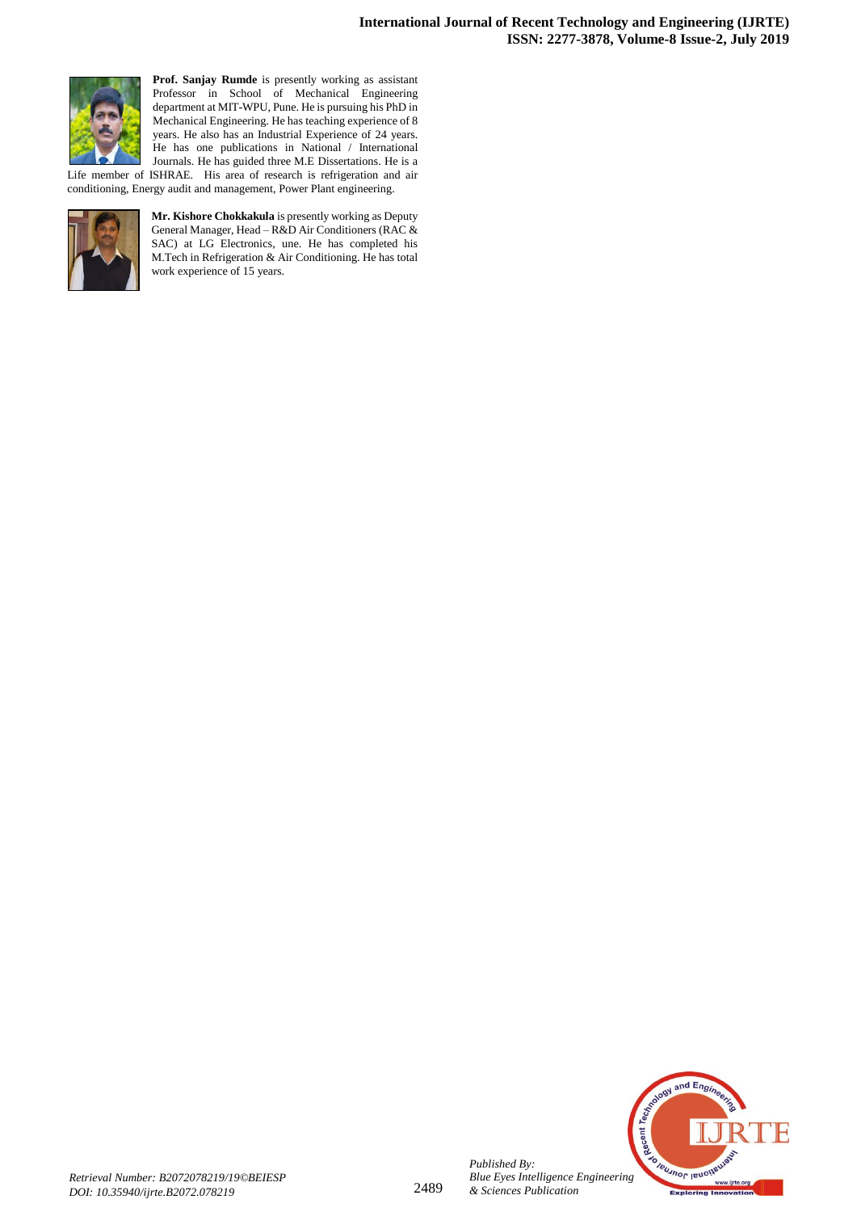**Prof. Sanjay Rumde** is presently working as assistant Professor in School of Mechanical Engineering department at MIT-WPU, Pune. He is pursuing his PhD in Mechanical Engineering. He has teaching experience of 8 years. He also has an Industrial Experience of 24 years. He has one publications in National / International Journals. He has guided three M.E Dissertations. He is a Life member of ISHRAE. His area of research is refrigeration and air conditioning, Energy audit and management, Power Plant engineering.

**Mr. Kishore Chokkakula** is presently working as Deputy General Manager, Head – R&D Air Conditioners (RAC & SAC) at LG Electronics, une. He has completed his M.Tech in Refrigeration & Air Conditioning. He has total work experience of 15 years.